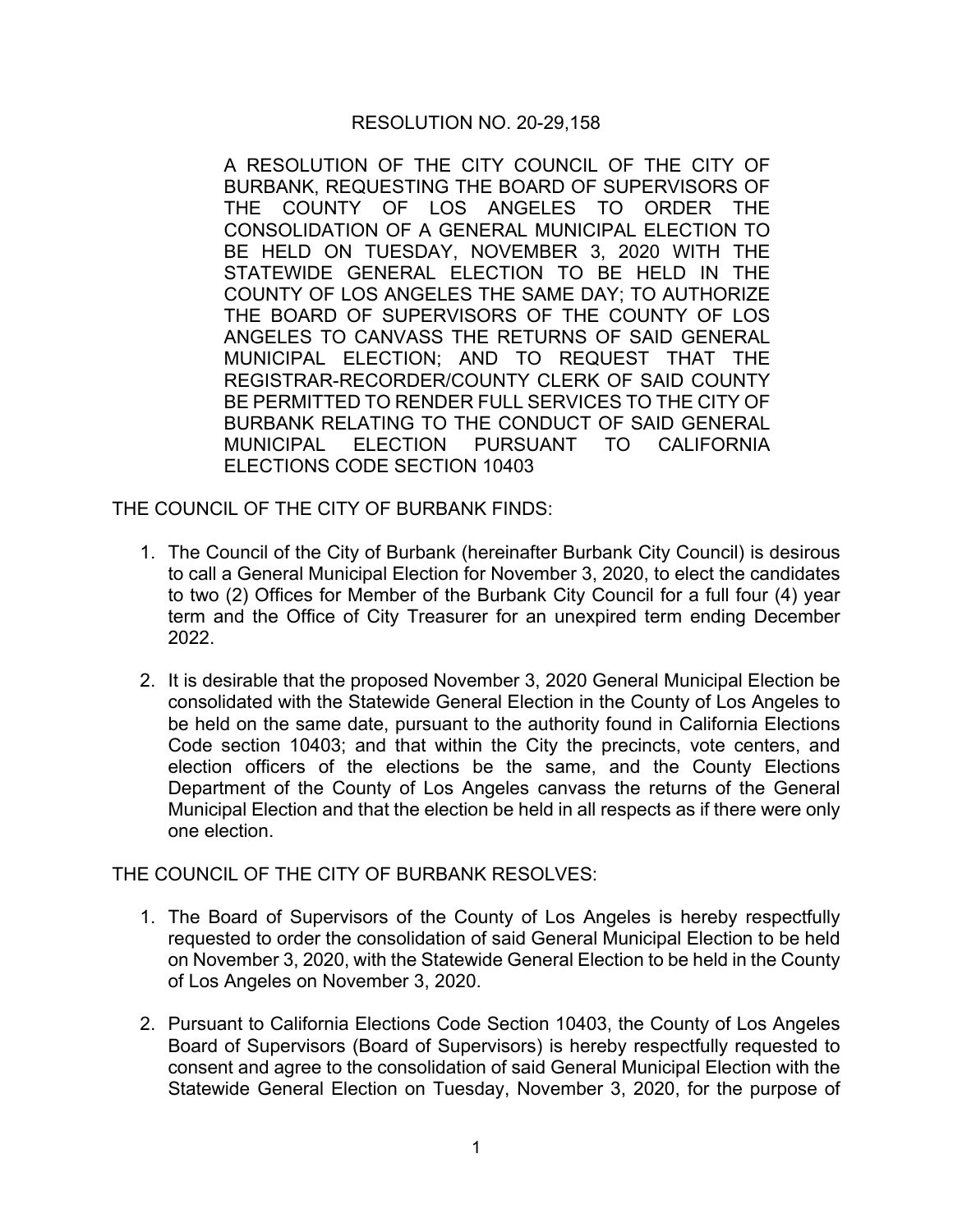# RESOLUTION NO. 20-29,158

A RESOLUTION OF THE CITY COUNCIL OF THE CITY OF BURBANK, REQUESTING THE BOARD OF SUPERVISORS OF THE COUNTY OF LOS ANGELES TO ORDER THE CONSOLIDATION OF A GENERAL MUNICIPAL ELECTION TO BE HELD ON TUESDAY, NOVEMBER 3, 2020 WITH THE STATEWIDE GENERAL ELECTION TO BE HELD IN THE COUNTY OF LOS ANGELES THE SAME DAY; TO AUTHORIZE THE BOARD OF SUPERVISORS OF THE COUNTY OF LOS ANGELES TO CANVASS THE RETURNS OF SAID GENERAL MUNICIPAL ELECTION; AND TO REQUEST THAT THE REGISTRAR-RECORDER/COUNTY CLERK OF SAID COUNTY BE PERMITTED TO RENDER FULL SERVICES TO THE CITY OF BURBANK RELATING TO THE CONDUCT OF SAID GENERAL MUNICIPAL ELECTION PURSUANT TO CALIFORNIA ELECTIONS CODE SECTION 10403

THE COUNCIL OF THE CITY OF BURBANK FINDS:

1. The Council of the City of Burbank (hereinafter Burbank City Council) is desirous to call a General Municipal Election for November 3, 2020, to elect the candidates to two (2) Offices for Member of the Burbank City Council for a full four (4) year term and the Office of City Treasurer for an unexpired term ending December 2022.

2. It is desirable that the proposed November 3, 2020 General Municipal Election be consolidated with the Statewide General Election in the County of Los Angeles to be held on the same date, pursuant to the authority found in California Elections Code section 10403; and that within the City the precincts, vote centers, and election officers of the elections be the same, and the County Elections Department of the County of Los Angeles canvass the returns of the General Municipal Election and that the election be held in all respects as if there were only one election.

THE COUNCIL OF THE CITY OF BURBANK RESOLVES:

1. The Board of Supervisors of the County of Los Angeles is hereby respectfully requested to order the consolidation of said General Municipal Election to be held on November 3, 2020, with the Statewide General Election to be held in the County of Los Angeles on November 3, 2020.

2. Pursuant to California Elections Code Section 10403, the County of Los Angeles Board of Supervisors (Board of Supervisors) is hereby respectfully requested to consent and agree to the consolidation of said General Municipal Election with the Statewide General Election on Tuesday, November 3, 2020, for the purpose of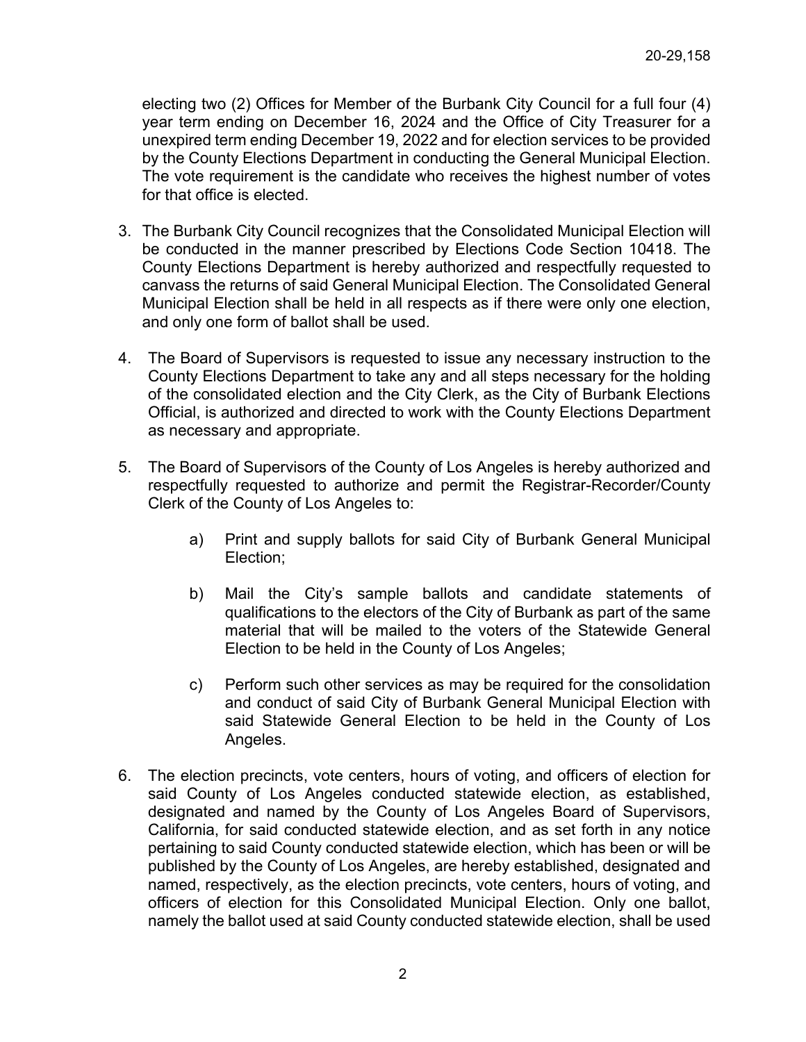electing two (2) Offices for Member of the Burbank City Council for a full four (4) year term ending on December 16, 2024 and the Office of City Treasurer for a unexpired term ending December 19, 2022 and for election services to be provided by the County Elections Department in conducting the General Municipal Election. The vote requirement is the candidate who receives the highest number of votes for that office is elected.

3. The Burbank City Council recognizes that the Consolidated Municipal Election will be conducted in the manner prescribed by Elections Code Section 10418. The County Elections Department is hereby authorized and respectfully requested to canvass the returns of said General Municipal Election. The Consolidated General Municipal Election shall be held in all respects as if there were only one election, and only one form of ballot shall be used.

4. The Board of Supervisors is requested to issue any necessary instruction to the County Elections Department to take any and all steps necessary for the holding of the consolidated election and the City Clerk, as the City of Burbank Elections Official, is authorized and directed to work with the County Elections Department as necessary and appropriate.

5. The Board of Supervisors of the County of Los Angeles is hereby authorized and respectfully requested to authorize and permit the Registrar-Recorder/County Clerk of the County of Los Angeles to:

   a) Print and supply ballots for said City of Burbank General Municipal Election;

   b) Mail the City's sample ballots and candidate statements of qualifications to the electors of the City of Burbank as part of the same material that will be mailed to the voters of the Statewide General Election to be held in the County of Los Angeles;

   c) Perform such other services as may be required for the consolidation and conduct of said City of Burbank General Municipal Election with said Statewide General Election to be held in the County of Los Angeles.

6. The election precincts, vote centers, hours of voting, and officers of election for said County of Los Angeles conducted statewide election, as established, designated and named by the County of Los Angeles Board of Supervisors, California, for said conducted statewide election, and as set forth in any notice pertaining to said County conducted statewide election, which has been or will be published by the County of Los Angeles, are hereby established, designated and named, respectively, as the election precincts, vote centers, hours of voting, and officers of election for this Consolidated Municipal Election. Only one ballot, namely the ballot used at said County conducted statewide election, shall be used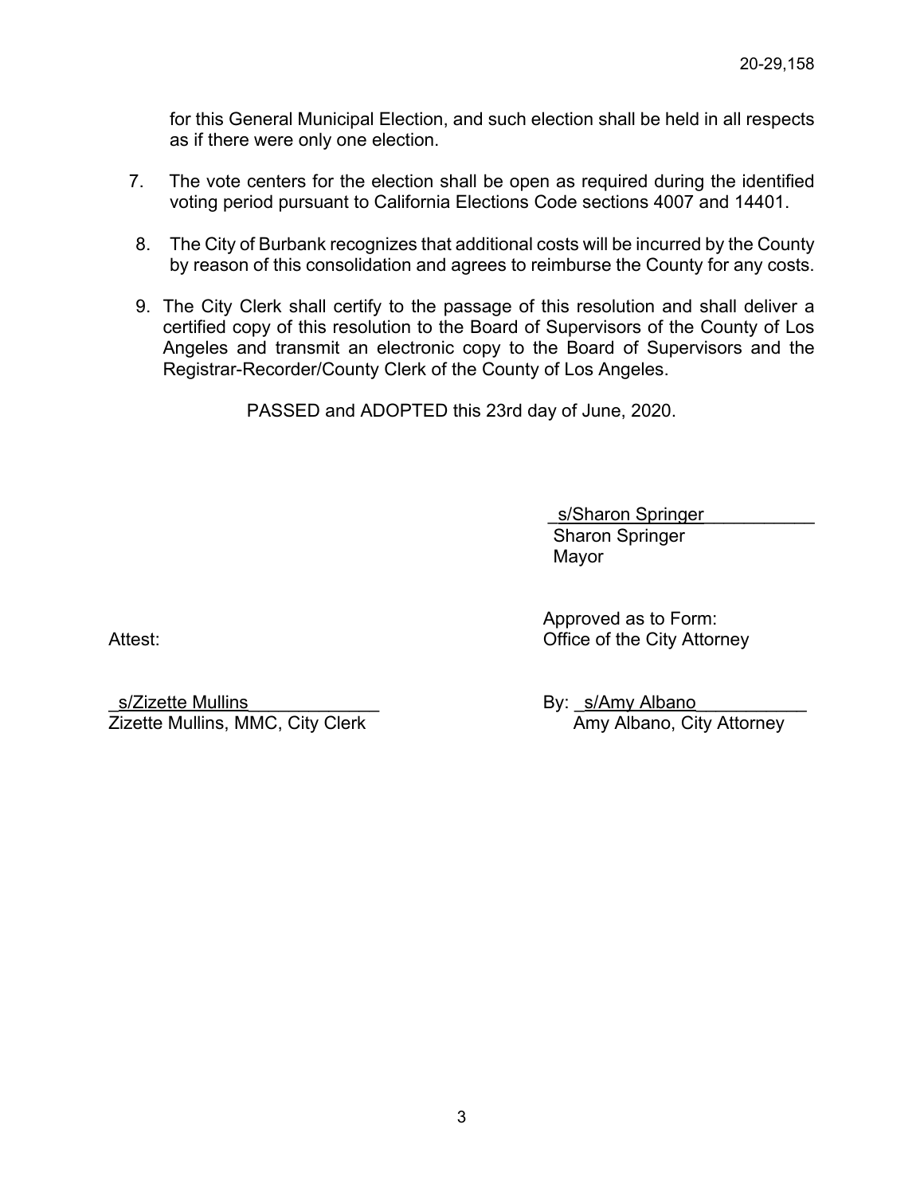for this General Municipal Election, and such election shall be held in all respects as if there were only one election.

7. The vote centers for the election shall be open as required during the identified voting period pursuant to California Elections Code sections 4007 and 14401.

8. The City of Burbank recognizes that additional costs will be incurred by the County by reason of this consolidation and agrees to reimburse the County for any costs.

9. The City Clerk shall certify to the passage of this resolution and shall deliver a certified copy of this resolution to the Board of Supervisors of the County of Los Angeles and transmit an electronic copy to the Board of Supervisors and the Registrar-Recorder/County Clerk of the County of Los Angeles.

PASSED and ADOPTED this 23rd day of June, 2020.

s/Sharon Springer
Sharon Springer
Mayor

Attest:

s/Zizette Mullins
Zizette Mullins, MMC, City Clerk

Approved as to Form:
Office of the City Attorney

By: s/Amy Albano
Amy Albano, City Attorney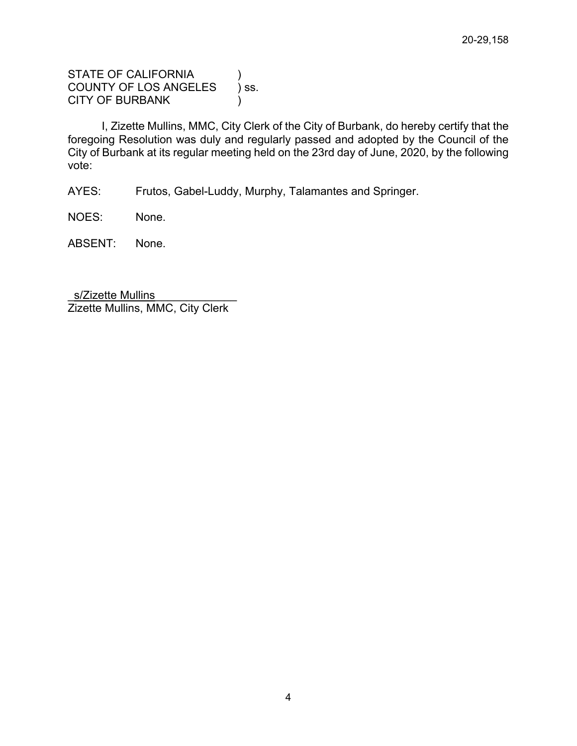20-29,158

STATE OF CALIFORNIA )
COUNTY OF LOS ANGELES ) ss.
CITY OF BURBANK )

I, Zizette Mullins, MMC, City Clerk of the City of Burbank, do hereby certify that the foregoing Resolution was duly and regularly passed and adopted by the Council of the City of Burbank at its regular meeting held on the 23rd day of June, 2020, by the following vote:

AYES: Frutos, Gabel-Luddy, Murphy, Talamantes and Springer.

NOES: None.

ABSENT: None.

s/Zizette Mullins
Zizette Mullins, MMC, City Clerk